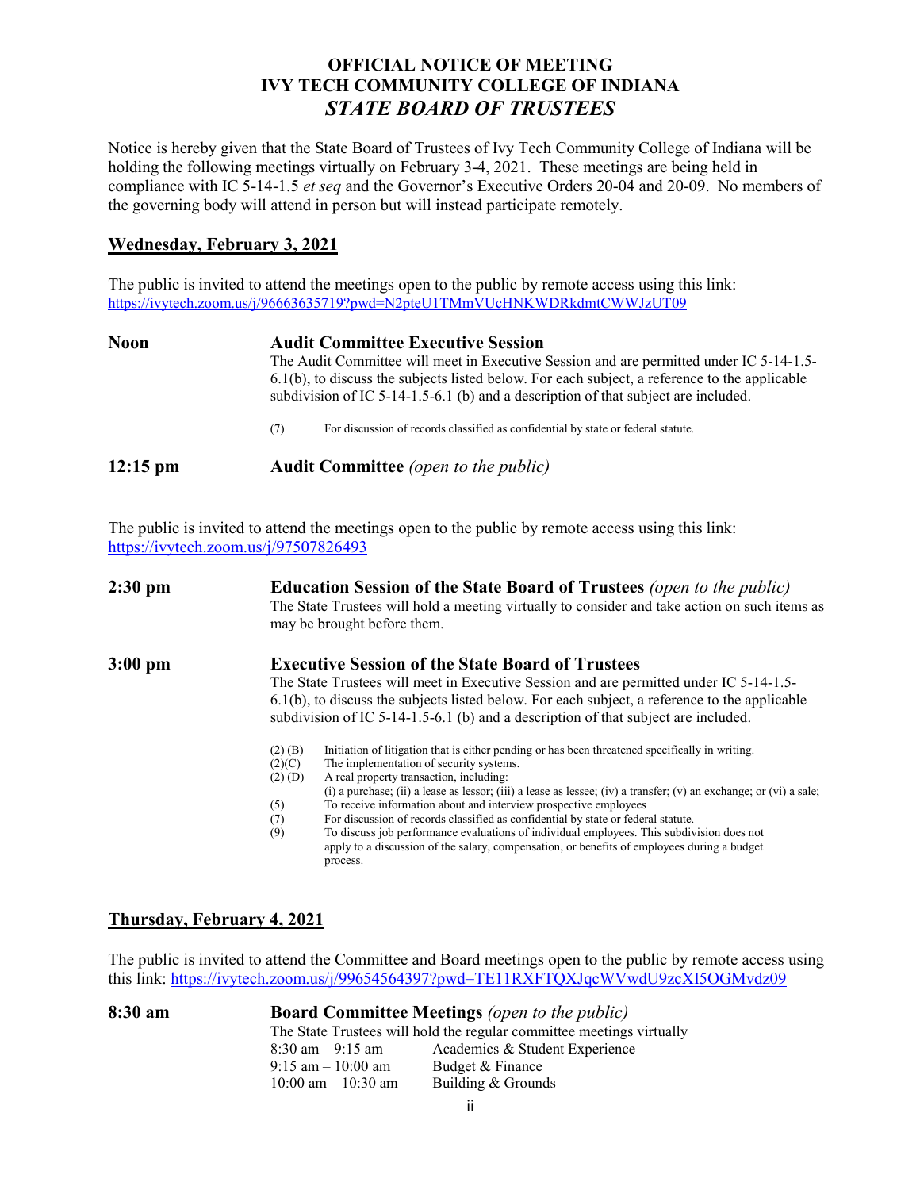# OFFICIAL NOTICE OF MEETING
# IVY TECH COMMUNITY COLLEGE OF INDIANA
# *STATE BOARD OF TRUSTEES*

Notice is hereby given that the State Board of Trustees of Ivy Tech Community College of Indiana will be holding the following meetings virtually on February 3-4, 2021. These meetings are being held in compliance with IC 5-14-1.5 *et seq* and the Governor's Executive Orders 20-04 and 20-09. No members of the governing body will attend in person but will instead participate remotely.

## Wednesday, February 3, 2021

The public is invited to attend the meetings open to the public by remote access using this link: https://ivytech.zoom.us/j/96663635719?pwd=N2pteU1TMmVUcHNKWDRkdmtCWWJzUT09

**Noon** — **Audit Committee Executive Session**

The Audit Committee will meet in Executive Session and are permitted under IC 5-14-1.5-6.1(b), to discuss the subjects listed below. For each subject, a reference to the applicable subdivision of IC 5-14-1.5-6.1 (b) and a description of that subject are included.

(7) For discussion of records classified as confidential by state or federal statute.

**12:15 pm** — **Audit Committee** *(open to the public)*

The public is invited to attend the meetings open to the public by remote access using this link: https://ivytech.zoom.us/j/97507826493

**2:30 pm** — **Education Session of the State Board of Trustees** *(open to the public)*

The State Trustees will hold a meeting virtually to consider and take action on such items as may be brought before them.

**3:00 pm** — **Executive Session of the State Board of Trustees**

The State Trustees will meet in Executive Session and are permitted under IC 5-14-1.5-6.1(b), to discuss the subjects listed below. For each subject, a reference to the applicable subdivision of IC 5-14-1.5-6.1 (b) and a description of that subject are included.

(2) (B) Initiation of litigation that is either pending or has been threatened specifically in writing.
(2)(C) The implementation of security systems.
(2) (D) A real property transaction, including:
(i) a purchase; (ii) a lease as lessor; (iii) a lease as lessee; (iv) a transfer; (v) an exchange; or (vi) a sale;
(5) To receive information about and interview prospective employees
(7) For discussion of records classified as confidential by state or federal statute.
(9) To discuss job performance evaluations of individual employees. This subdivision does not apply to a discussion of the salary, compensation, or benefits of employees during a budget process.

## Thursday, February 4, 2021

The public is invited to attend the Committee and Board meetings open to the public by remote access using this link: https://ivytech.zoom.us/j/99654564397?pwd=TE11RXFTQXJqcWVwdU9zcXI5OGMvdz09

**8:30 am** — **Board Committee Meetings** *(open to the public)*

The State Trustees will hold the regular committee meetings virtually

8:30 am – 9:15 am Academics & Student Experience
9:15 am – 10:00 am Budget & Finance
10:00 am – 10:30 am Building & Grounds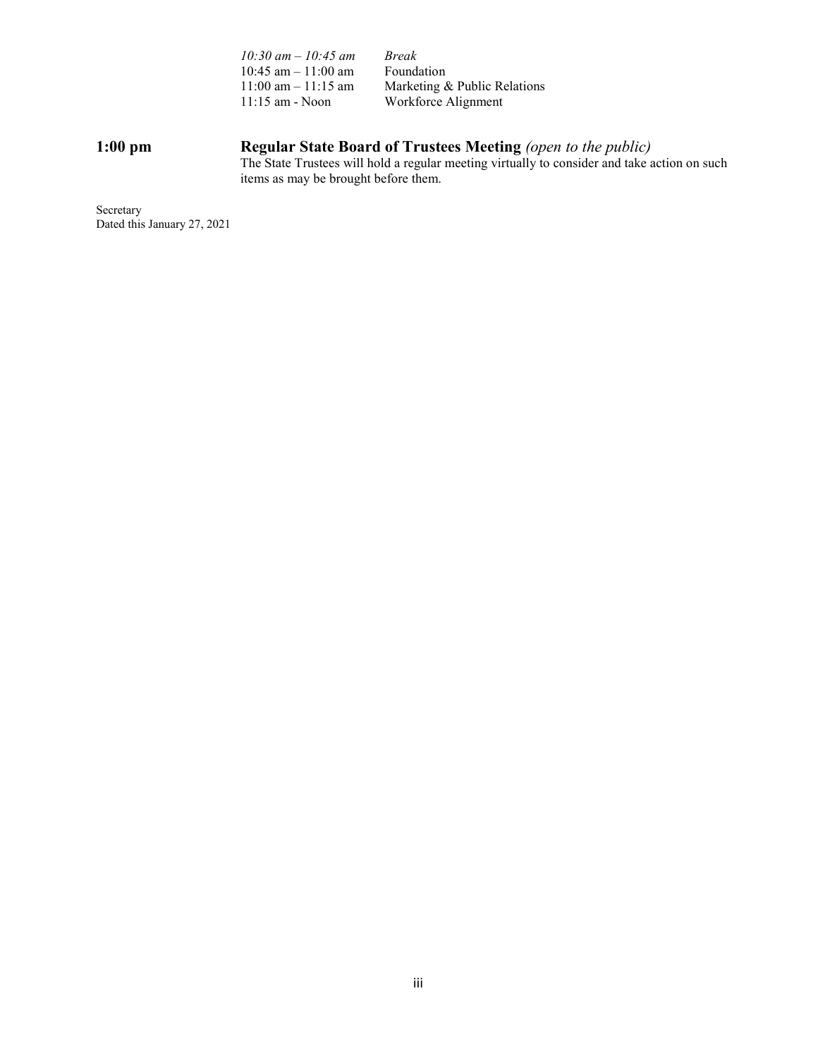| | |
|---|---|
| *10:30 am – 10:45 am* | *Break* |
| 10:45 am – 11:00 am | Foundation |
| 11:00 am – 11:15 am | Marketing & Public Relations |
| 11:15 am - Noon | Workforce Alignment |

**1:00 pm** **Regular State Board of Trustees Meeting** *(open to the public)*

The State Trustees will hold a regular meeting virtually to consider and take action on such items as may be brought before them.

Secretary
Dated this January 27, 2021